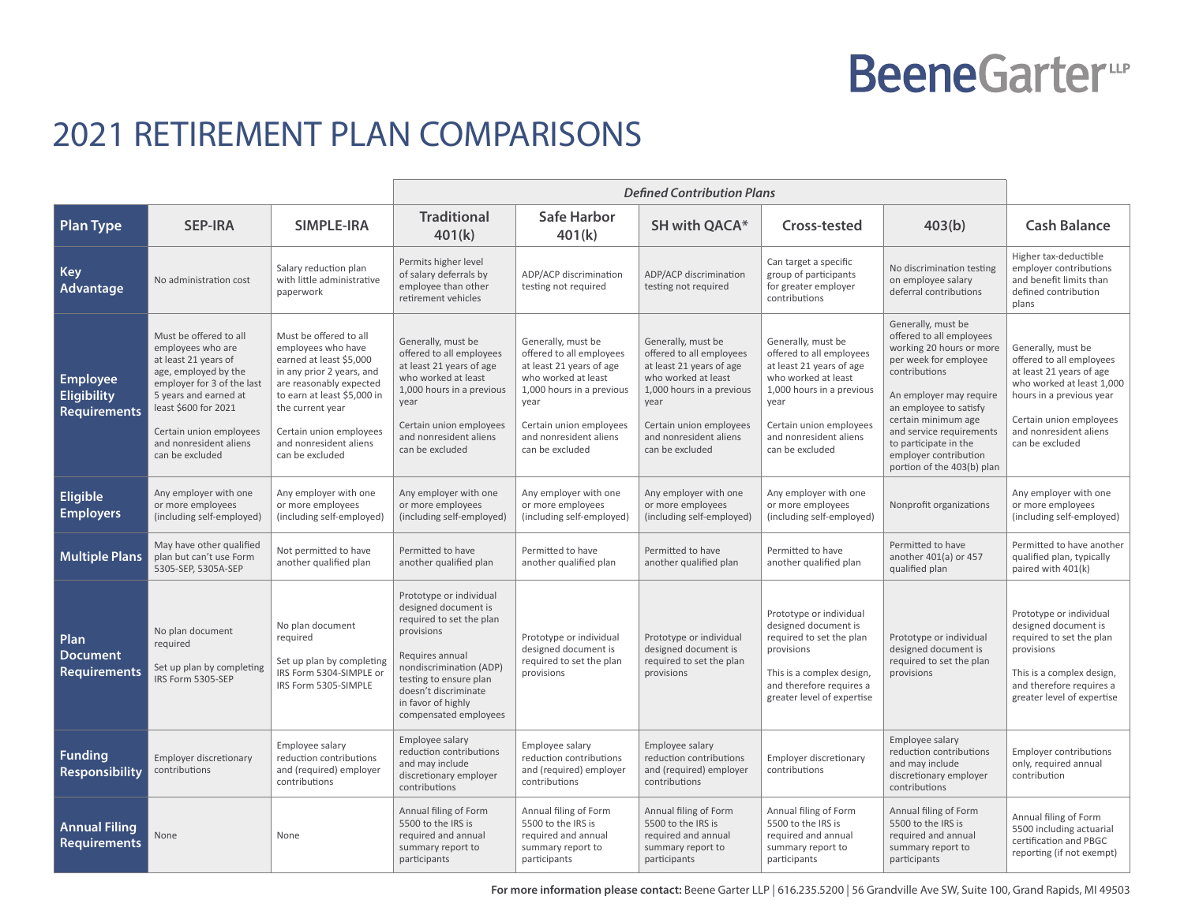# BeeneGarter LLP

# 2021 RETIREMENT PLAN COMPARISONS

| | | | *Defined Contribution Plans* | | | | | |
|---|---|---|---|---|---|---|---|---|
| **Plan Type** | **SEP-IRA** | **SIMPLE-IRA** | **Traditional 401(k)** | **Safe Harbor 401(k)** | **SH with QACA*** | **Cross-tested** | **403(b)** | **Cash Balance** |
| **Key Advantage** | No administration cost | Salary reduction plan with little administrative paperwork | Permits higher level of salary deferrals by employee than other retirement vehicles | ADP/ACP discrimination testing not required | ADP/ACP discrimination testing not required | Can target a specific group of participants for greater employer contributions | No discrimination testing on employee salary deferral contributions | Higher tax-deductible employer contributions and benefit limits than defined contribution plans |
| **Employee Eligibility Requirements** | Must be offered to all employees who are at least 21 years of age, employed by the employer for 3 of the last 5 years and earned at least $600 for 2021<br><br>Certain union employees and nonresident aliens can be excluded | Must be offered to all employees who have earned at least $5,000 in any prior 2 years, and are reasonably expected to earn at least $5,000 in the current year<br><br>Certain union employees and nonresident aliens can be excluded | Generally, must be offered to all employees at least 21 years of age who worked at least 1,000 hours in a previous year<br><br>Certain union employees and nonresident aliens can be excluded | Generally, must be offered to all employees at least 21 years of age who worked at least 1,000 hours in a previous year<br><br>Certain union employees and nonresident aliens can be excluded | Generally, must be offered to all employees at least 21 years of age who worked at least 1,000 hours in a previous year<br><br>Certain union employees and nonresident aliens can be excluded | Generally, must be offered to all employees at least 21 years of age who worked at least 1,000 hours in a previous year<br><br>Certain union employees and nonresident aliens can be excluded | Generally, must be offered to all employees working 20 hours or more per week for employee contributions<br><br>An employer may require an employee to satisfy certain minimum age and service requirements to participate in the employer contribution portion of the 403(b) plan | Generally, must be offered to all employees at least 21 years of age who worked at least 1,000 hours in a previous year<br><br>Certain union employees and nonresident aliens can be excluded |
| **Eligible Employers** | Any employer with one or more employees (including self-employed) | Any employer with one or more employees (including self-employed) | Any employer with one or more employees (including self-employed) | Any employer with one or more employees (including self-employed) | Any employer with one or more employees (including self-employed) | Any employer with one or more employees (including self-employed) | Nonprofit organizations | Any employer with one or more employees (including self-employed) |
| **Multiple Plans** | May have other qualified plan but can't use Form 5305-SEP, 5305A-SEP | Not permitted to have another qualified plan | Permitted to have another qualified plan | Permitted to have another qualified plan | Permitted to have another qualified plan | Permitted to have another qualified plan | Permitted to have another 401(a) or 457 qualified plan | Permitted to have another qualified plan, typically paired with 401(k) |
| **Plan Document Requirements** | No plan document required<br><br>Set up plan by completing IRS Form 5305-SEP | No plan document required<br><br>Set up plan by completing IRS Form 5304-SIMPLE or IRS Form 5305-SIMPLE | Prototype or individual designed document is required to set the plan provisions<br><br>Requires annual nondiscrimination (ADP) testing to ensure plan doesn't discriminate in favor of highly compensated employees | Prototype or individual designed document is required to set the plan provisions | Prototype or individual designed document is required to set the plan provisions | Prototype or individual designed document is required to set the plan provisions<br><br>This is a complex design, and therefore requires a greater level of expertise | Prototype or individual designed document is required to set the plan provisions | Prototype or individual designed document is required to set the plan provisions<br><br>This is a complex design, and therefore requires a greater level of expertise |
| **Funding Responsibility** | Employer discretionary contributions | Employee salary reduction contributions and (required) employer contributions | Employee salary reduction contributions and may include discretionary employer contributions | Employee salary reduction contributions and (required) employer contributions | Employee salary reduction contributions and (required) employer contributions | Employer discretionary contributions | Employee salary reduction contributions and may include discretionary employer contributions | Employer contributions only, required annual contribution |
| **Annual Filing Requirements** | None | None | Annual filing of Form 5500 to the IRS is required and annual summary report to participants | Annual filing of Form 5500 to the IRS is required and annual summary report to participants | Annual filing of Form 5500 to the IRS is required and annual summary report to participants | Annual filing of Form 5500 to the IRS is required and annual summary report to participants | Annual filing of Form 5500 to the IRS is required and annual summary report to participants | Annual filing of Form 5500 including actuarial certification and PBGC reporting (if not exempt) |

**For more information please contact:** Beene Garter LLP | 616.235.5200 | 56 Grandville Ave SW, Suite 100, Grand Rapids, MI 49503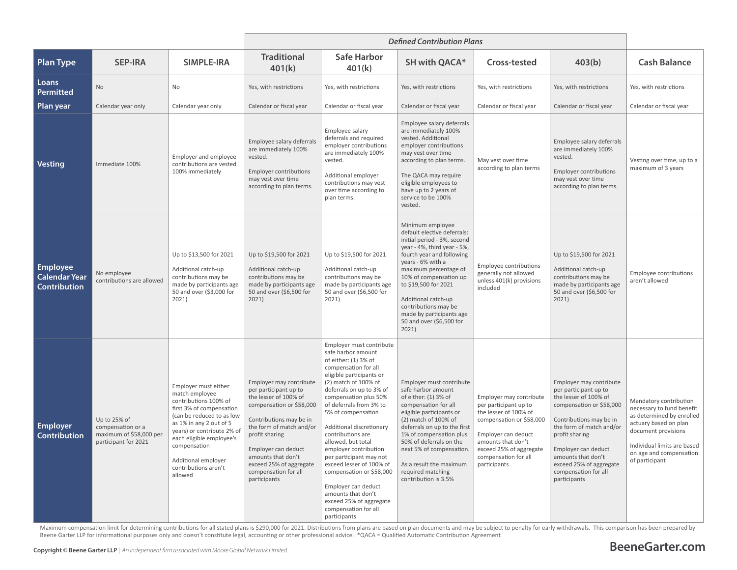| | | | Defined Contribution Plans | | | | | |
|---|---|---|---|---|---|---|---|---|
| **Plan Type** | **SEP-IRA** | **SIMPLE-IRA** | **Traditional 401(k)** | **Safe Harbor 401(k)** | **SH with QACA*** | **Cross-tested** | **403(b)** | **Cash Balance** |
| **Loans Permitted** | No | No | Yes, with restrictions | Yes, with restrictions | Yes, with restrictions | Yes, with restrictions | Yes, with restrictions | Yes, with restrictions |
| **Plan year** | Calendar year only | Calendar year only | Calendar or fiscal year | Calendar or fiscal year | Calendar or fiscal year | Calendar or fiscal year | Calendar or fiscal year | Calendar or fiscal year |
| **Vesting** | Immediate 100% | Employer and employee contributions are vested 100% immediately | Employee salary deferrals are immediately 100% vested.<br><br>Employer contributions may vest over time according to plan terms. | Employee salary deferrals and required employer contributions are immediately 100% vested.<br><br>Additional employer contributions may vest over time according to plan terms. | Employee salary deferrals are immediately 100% vested. Additional employer contributions may vest over time according to plan terms.<br><br>The QACA may require eligible employees to have up to 2 years of service to be 100% vested. | May vest over time according to plan terms | Employee salary deferrals are immediately 100% vested.<br><br>Employer contributions may vest over time according to plan terms. | Vesting over time, up to a maximum of 3 years |
| **Employee Calendar Year Contribution** | No employee contributions are allowed | Up to $13,500 for 2021<br><br>Additional catch-up contributions may be made by participants age 50 and over ($3,000 for 2021) | Up to $19,500 for 2021<br><br>Additional catch-up contributions may be made by participants age 50 and over ($6,500 for 2021) | Up to $19,500 for 2021<br><br>Additional catch-up contributions may be made by participants age 50 and over ($6,500 for 2021) | Minimum employee default elective deferrals: initial period - 3%, second year - 4%, third year - 5%, fourth year and following years - 6% with a maximum percentage of 10% of compensation up to $19,500 for 2021<br><br>Additional catch-up contributions may be made by participants age 50 and over ($6,500 for 2021) | Employee contributions generally not allowed unless 401(k) provisions included | Up to $19,500 for 2021<br><br>Additional catch-up contributions may be made by participants age 50 and over ($6,500 for 2021) | Employee contributions aren't allowed |
| **Employer Contribution** | Up to 25% of compensation or a maximum of $58,000 per participant for 2021 | Employer must either match employee contributions 100% of first 3% of compensation (can be reduced to as low as 1% in any 2 out of 5 years) or contribute 2% of each eligible employee's compensation<br><br>Additional employer contributions aren't allowed | Employer may contribute per participant up to the lesser of 100% of compensation or $58,000<br><br>Contributions may be in the form of match and/or profit sharing<br><br>Employer can deduct amounts that don't exceed 25% of aggregate compensation for all participants | Employer must contribute safe harbor amount of either: (1) 3% of compensation for all eligible participants or (2) match of 100% of deferrals on up to 3% of compensation plus 50% of deferrals from 3% to 5% of compensation<br><br>Additional discretionary contributions are allowed, but total employer contribution per participant may not exceed lesser of 100% of compensation or $58,000<br><br>Employer can deduct amounts that don't exceed 25% of aggregate compensation for all participants | Employer must contribute safe harbor amount of either: (1) 3% of compensation for all eligible participants or (2) match of 100% of deferrals on up to the first 1% of compensation plus 50% of deferrals on the next 5% of compensation.<br><br>As a result the maximum required matching contribution is 3.5% | Employer may contribute per participant up to the lesser of 100% of compensation or $58,000<br><br>Employer can deduct amounts that don't exceed 25% of aggregate compensation for all participants | Employer may contribute per participant up to the lesser of 100% of compensation or $58,000<br><br>Contributions may be in the form of match and/or profit sharing<br><br>Employer can deduct amounts that don't exceed 25% of aggregate compensation for all participants | Mandatory contribution necessary to fund benefit as determined by enrolled actuary based on plan document provisions<br><br>Individual limits are based on age and compensation of participant |

Maximum compensation limit for determining contributions for all stated plans is $290,000 for 2021. Distributions from plans are based on plan documents and may be subject to penalty for early withdrawals. This comparison has been prepared by Beene Garter LLP for informational purposes only and doesn't constitute legal, accounting or other professional advice. *QACA = Qualified Automatic Contribution Agreement

**Copyright © Beene Garter LLP** | *An independent firm associated with Moore Global Network Limited.*

**BeeneGarter.com**